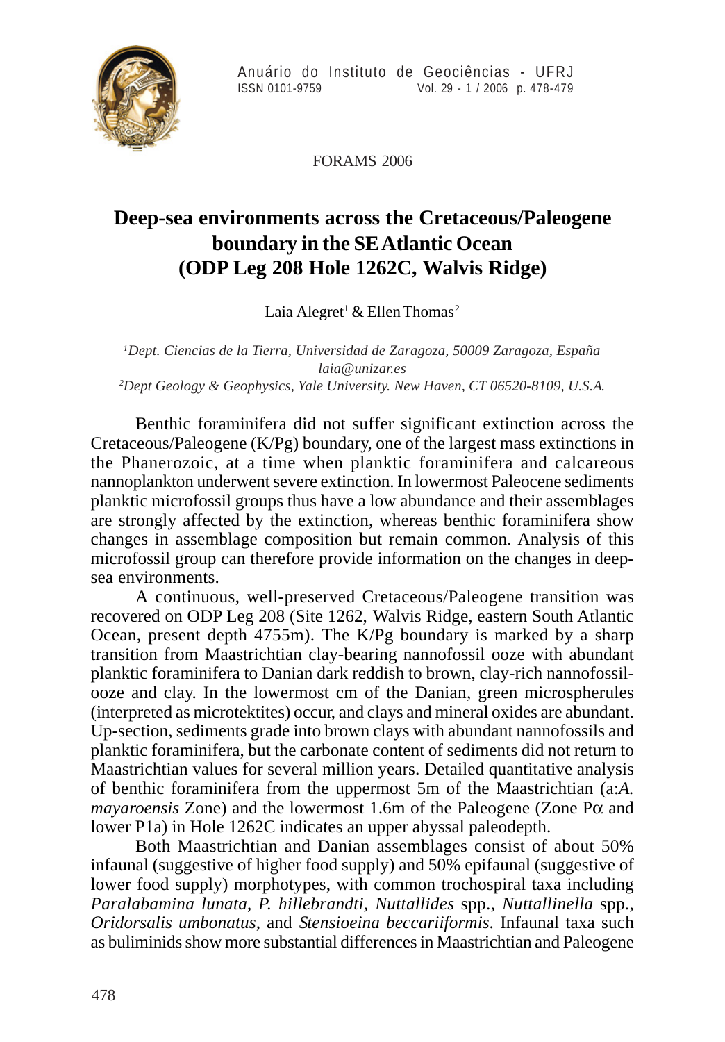FORAMS 2006

# Deep-sea environments across the Cretaceous/Paleogene boundary in the SE Atlantic Ocean (ODP Leg 208 Hole 1262C, Walvis Ridge)

Laia Alegret[1] & Ellen Thomas[2]

[1]*Dept. Ciencias de la Tierra, Universidad de Zaragoza, 50009 Zaragoza, España*
*laia@unizar.es*
[2]*Dept Geology & Geophysics, Yale University. New Haven, CT 06520-8109, U.S.A.*

Benthic foraminifera did not suffer significant extinction across the Cretaceous/Paleogene (K/Pg) boundary, one of the largest mass extinctions in the Phanerozoic, at a time when planktic foraminifera and calcareous nannoplankton underwent severe extinction. In lowermost Paleocene sediments planktic microfossil groups thus have a low abundance and their assemblages are strongly affected by the extinction, whereas benthic foraminifera show changes in assemblage composition but remain common. Analysis of this microfossil group can therefore provide information on the changes in deep-sea environments.

A continuous, well-preserved Cretaceous/Paleogene transition was recovered on ODP Leg 208 (Site 1262, Walvis Ridge, eastern South Atlantic Ocean, present depth 4755m). The K/Pg boundary is marked by a sharp transition from Maastrichtian clay-bearing nannofossil ooze with abundant planktic foraminifera to Danian dark reddish to brown, clay-rich nannofossil-ooze and clay. In the lowermost cm of the Danian, green microspherules (interpreted as microtektites) occur, and clays and mineral oxides are abundant. Up-section, sediments grade into brown clays with abundant nannofossils and planktic foraminifera, but the carbonate content of sediments did not return to Maastrichtian values for several million years. Detailed quantitative analysis of benthic foraminifera from the uppermost 5m of the Maastrichtian (a:*A. mayaroensis* Zone) and the lowermost 1.6m of the Paleogene (Zone P$\alpha$ and lower P1a) in Hole 1262C indicates an upper abyssal paleodepth.

Both Maastrichtian and Danian assemblages consist of about 50% infaunal (suggestive of higher food supply) and 50% epifaunal (suggestive of lower food supply) morphotypes, with common trochospiral taxa including *Paralabamina lunata*, *P. hillebrandti*, *Nuttallides* spp., *Nuttallinella* spp., *Oridorsalis umbonatus*, and *Stensioeina beccariiformis*. Infaunal taxa such as buliminids show more substantial differences in Maastrichtian and Paleogene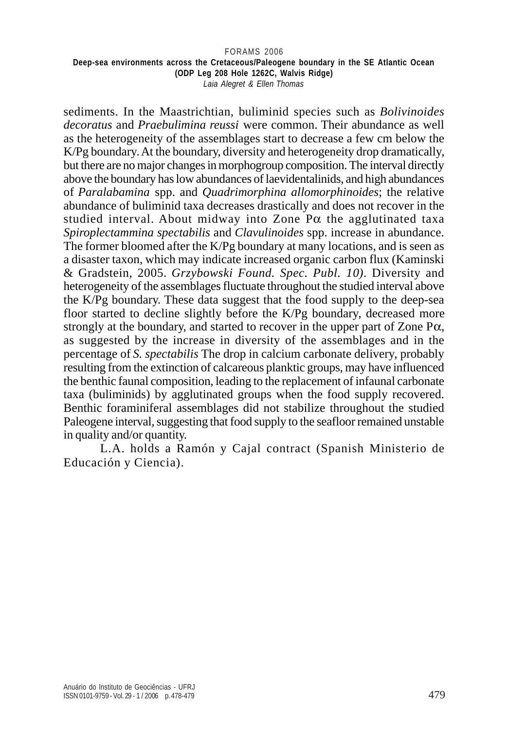sediments. In the Maastrichtian, buliminid species such as *Bolivinoides decoratus* and *Praebulimina reussi* were common. Their abundance as well as the heterogeneity of the assemblages start to decrease a few cm below the K/Pg boundary. At the boundary, diversity and heterogeneity drop dramatically, but there are no major changes in morphogroup composition. The interval directly above the boundary has low abundances of laevidentalinids, and high abundances of *Paralabamina* spp. and *Quadrimorphina allomorphinoides*; the relative abundance of buliminid taxa decreases drastically and does not recover in the studied interval. About midway into Zone P$\alpha$ the agglutinated taxa *Spiroplectammina spectabilis* and *Clavulinoides* spp. increase in abundance. The former bloomed after the K/Pg boundary at many locations, and is seen as a disaster taxon, which may indicate increased organic carbon flux (Kaminski & Gradstein, 2005. *Grzybowski Found. Spec. Publ. 10)*. Diversity and heterogeneity of the assemblages fluctuate throughout the studied interval above the K/Pg boundary. These data suggest that the food supply to the deep-sea floor started to decline slightly before the K/Pg boundary, decreased more strongly at the boundary, and started to recover in the upper part of Zone P$\alpha$, as suggested by the increase in diversity of the assemblages and in the percentage of *S. spectabilis* The drop in calcium carbonate delivery, probably resulting from the extinction of calcareous planktic groups, may have influenced the benthic faunal composition, leading to the replacement of infaunal carbonate taxa (buliminids) by agglutinated groups when the food supply recovered. Benthic foraminiferal assemblages did not stabilize throughout the studied Paleogene interval, suggesting that food supply to the seafloor remained unstable in quality and/or quantity.

L.A. holds a Ramón y Cajal contract (Spanish Ministerio de Educación y Ciencia).